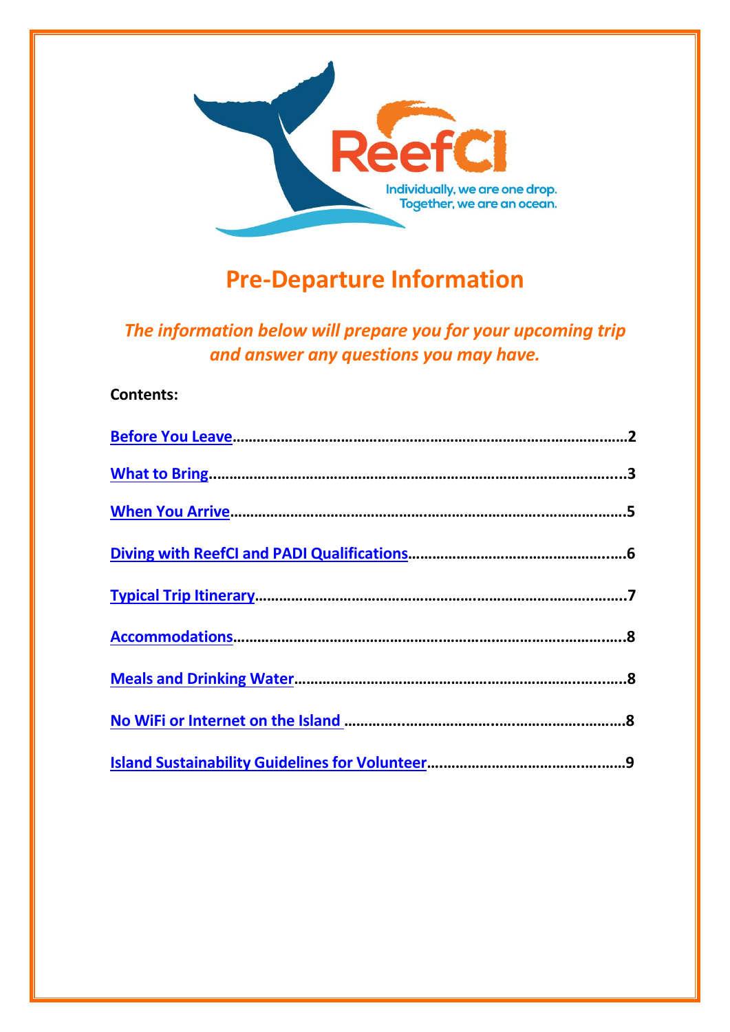ReefCI

Individually, we are one drop.
Together, we are an ocean.

# Pre-Departure Information

*The information below will prepare you for your upcoming trip and answer any questions you may have.*

**Contents:**

**Before You Leave**……………………………………………………………………………………2

**What to Bring**…………………………………………………………………………………………3

**When You Arrive**……………………………………………………………………………………5

**Diving with ReefCI and PADI Qualifications**…………………………………………….6

**Typical Trip Itinerary**……………………………………………………………………………7

**Accommodations**……………………………………………………………………………………8

**Meals and Drinking Water**……………………………………………………………………8

**No WiFi or Internet on the Island** …………………………………………………………8

**Island Sustainability Guidelines for Volunteer**……………………………………….9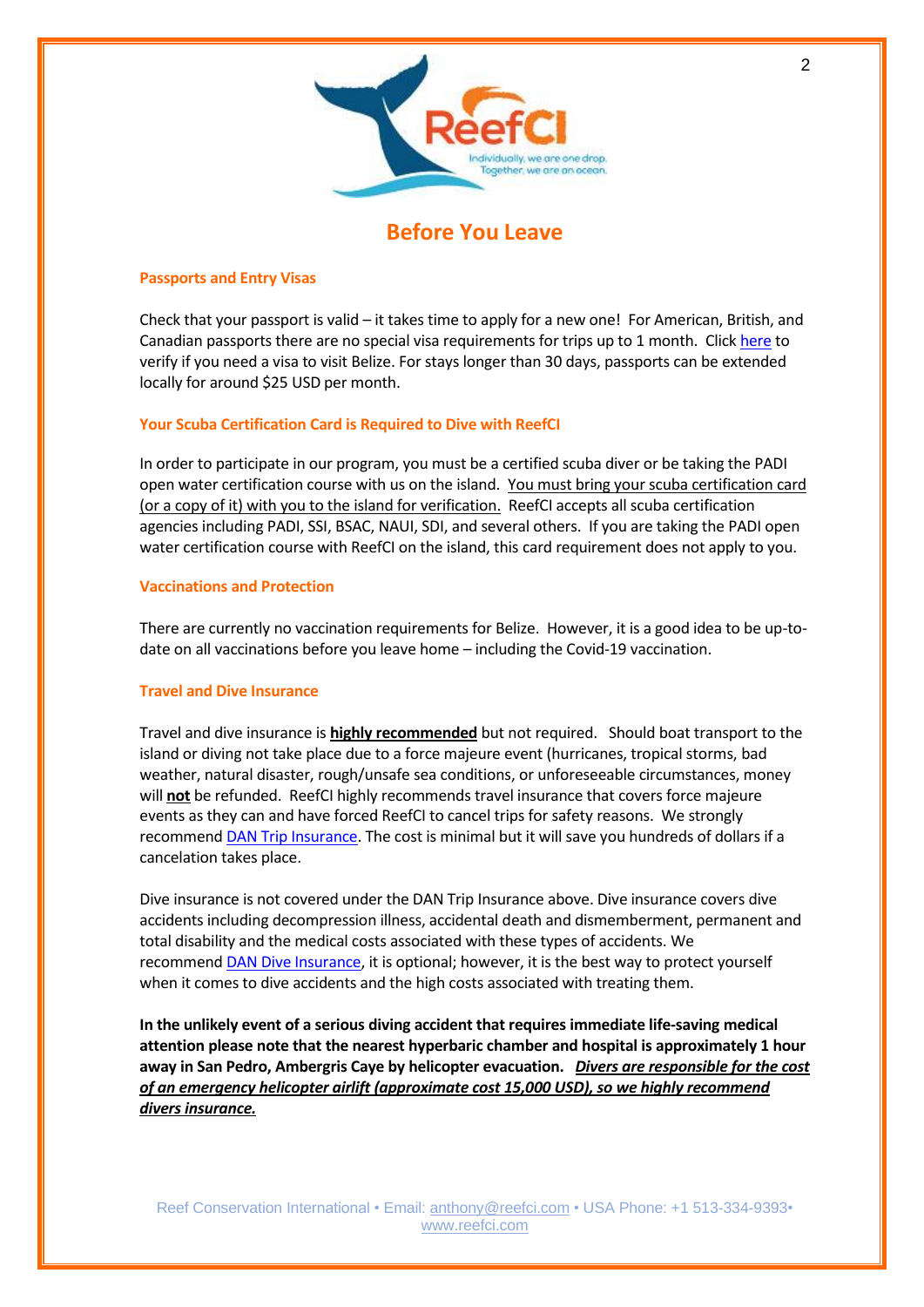# Before You Leave

## Passports and Entry Visas

Check that your passport is valid – it takes time to apply for a new one! For American, British, and Canadian passports there are no special visa requirements for trips up to 1 month. Click here to verify if you need a visa to visit Belize. For stays longer than 30 days, passports can be extended locally for around $25 USD per month.

## Your Scuba Certification Card is Required to Dive with ReefCI

In order to participate in our program, you must be a certified scuba diver or be taking the PADI open water certification course with us on the island. You must bring your scuba certification card (or a copy of it) with you to the island for verification. ReefCI accepts all scuba certification agencies including PADI, SSI, BSAC, NAUI, SDI, and several others. If you are taking the PADI open water certification course with ReefCI on the island, this card requirement does not apply to you.

## Vaccinations and Protection

There are currently no vaccination requirements for Belize. However, it is a good idea to be up-to-date on all vaccinations before you leave home – including the Covid-19 vaccination.

## Travel and Dive Insurance

Travel and dive insurance is **highly recommended** but not required. Should boat transport to the island or diving not take place due to a force majeure event (hurricanes, tropical storms, bad weather, natural disaster, rough/unsafe sea conditions, or unforeseeable circumstances, money will **not** be refunded. ReefCI highly recommends travel insurance that covers force majeure events as they can and have forced ReefCI to cancel trips for safety reasons. We strongly recommend DAN Trip Insurance. The cost is minimal but it will save you hundreds of dollars if a cancelation takes place.

Dive insurance is not covered under the DAN Trip Insurance above. Dive insurance covers dive accidents including decompression illness, accidental death and dismemberment, permanent and total disability and the medical costs associated with these types of accidents. We recommend DAN Dive Insurance, it is optional; however, it is the best way to protect yourself when it comes to dive accidents and the high costs associated with treating them.

**In the unlikely event of a serious diving accident that requires immediate life-saving medical attention please note that the nearest hyperbaric chamber and hospital is approximately 1 hour away in San Pedro, Ambergris Caye by helicopter evacuation. *Divers are responsible for the cost of an emergency helicopter airlift (approximate cost 15,000 USD), so we highly recommend divers insurance.***

Reef Conservation International • Email: anthony@reefci.com • USA Phone: +1 513-334-9393• www.reefci.com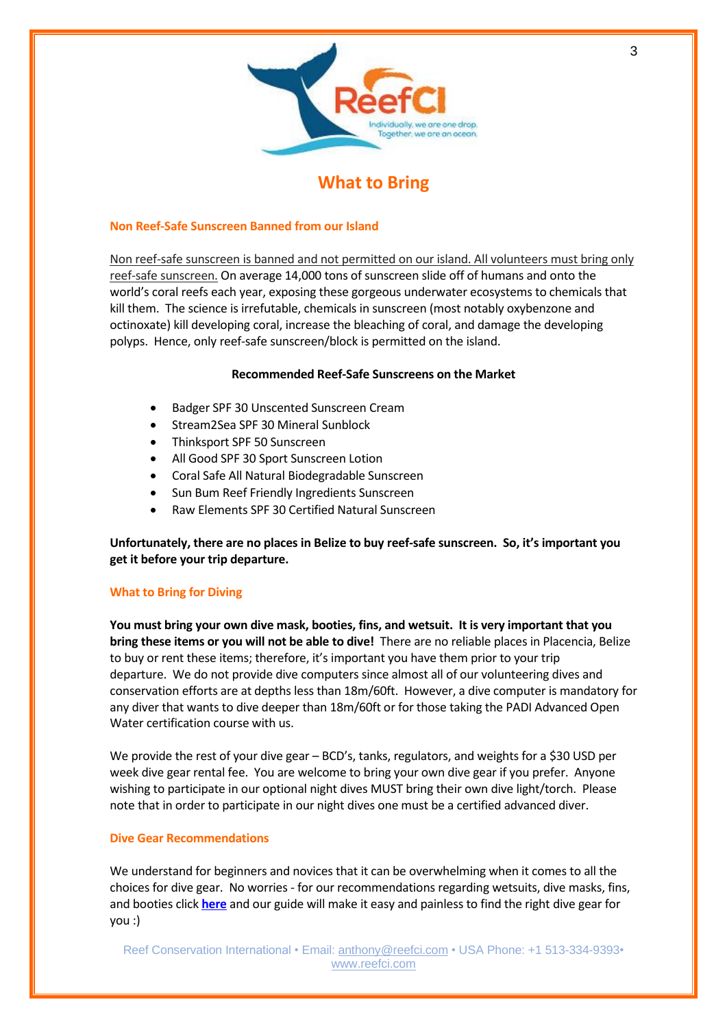# What to Bring

### Non Reef-Safe Sunscreen Banned from our Island

Non reef-safe sunscreen is banned and not permitted on our island. All volunteers must bring only reef-safe sunscreen. On average 14,000 tons of sunscreen slide off of humans and onto the world's coral reefs each year, exposing these gorgeous underwater ecosystems to chemicals that kill them. The science is irrefutable, chemicals in sunscreen (most notably oxybenzone and octinoxate) kill developing coral, increase the bleaching of coral, and damage the developing polyps. Hence, only reef-safe sunscreen/block is permitted on the island.

**Recommended Reef-Safe Sunscreens on the Market**

- Badger SPF 30 Unscented Sunscreen Cream
- Stream2Sea SPF 30 Mineral Sunblock
- Thinksport SPF 50 Sunscreen
- All Good SPF 30 Sport Sunscreen Lotion
- Coral Safe All Natural Biodegradable Sunscreen
- Sun Bum Reef Friendly Ingredients Sunscreen
- Raw Elements SPF 30 Certified Natural Sunscreen

**Unfortunately, there are no places in Belize to buy reef-safe sunscreen. So, it's important you get it before your trip departure.**

### What to Bring for Diving

**You must bring your own dive mask, booties, fins, and wetsuit. It is very important that you bring these items or you will not be able to dive!** There are no reliable places in Placencia, Belize to buy or rent these items; therefore, it's important you have them prior to your trip departure. We do not provide dive computers since almost all of our volunteering dives and conservation efforts are at depths less than 18m/60ft. However, a dive computer is mandatory for any diver that wants to dive deeper than 18m/60ft or for those taking the PADI Advanced Open Water certification course with us.

We provide the rest of your dive gear – BCD's, tanks, regulators, and weights for a $30 USD per week dive gear rental fee. You are welcome to bring your own dive gear if you prefer. Anyone wishing to participate in our optional night dives MUST bring their own dive light/torch. Please note that in order to participate in our night dives one must be a certified advanced diver.

### Dive Gear Recommendations

We understand for beginners and novices that it can be overwhelming when it comes to all the choices for dive gear. No worries - for our recommendations regarding wetsuits, dive masks, fins, and booties click **here** and our guide will make it easy and painless to find the right dive gear for you :)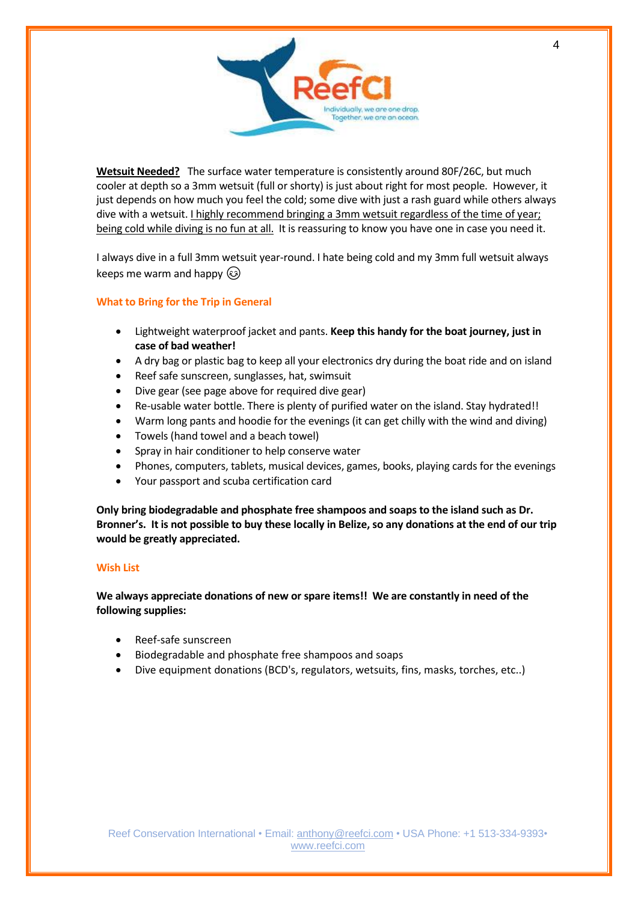**<u>Wetsuit Needed?</u>** The surface water temperature is consistently around 80F/26C, but much cooler at depth so a 3mm wetsuit (full or shorty) is just about right for most people. However, it just depends on how much you feel the cold; some dive with just a rash guard while others always dive with a wetsuit. <u>I highly recommend bringing a 3mm wetsuit regardless of the time of year; being cold while diving is no fun at all.</u> It is reassuring to know you have one in case you need it.

I always dive in a full 3mm wetsuit year-round. I hate being cold and my 3mm full wetsuit always keeps me warm and happy 😉

### What to Bring for the Trip in General

- Lightweight waterproof jacket and pants. **Keep this handy for the boat journey, just in case of bad weather!**
- A dry bag or plastic bag to keep all your electronics dry during the boat ride and on island
- Reef safe sunscreen, sunglasses, hat, swimsuit
- Dive gear (see page above for required dive gear)
- Re-usable water bottle. There is plenty of purified water on the island. Stay hydrated!!
- Warm long pants and hoodie for the evenings (it can get chilly with the wind and diving)
- Towels (hand towel and a beach towel)
- Spray in hair conditioner to help conserve water
- Phones, computers, tablets, musical devices, games, books, playing cards for the evenings
- Your passport and scuba certification card

**Only bring biodegradable and phosphate free shampoos and soaps to the island such as Dr. Bronner's. It is not possible to buy these locally in Belize, so any donations at the end of our trip would be greatly appreciated.**

### Wish List

**We always appreciate donations of new or spare items!! We are constantly in need of the following supplies:**

- Reef-safe sunscreen
- Biodegradable and phosphate free shampoos and soaps
- Dive equipment donations (BCD's, regulators, wetsuits, fins, masks, torches, etc..)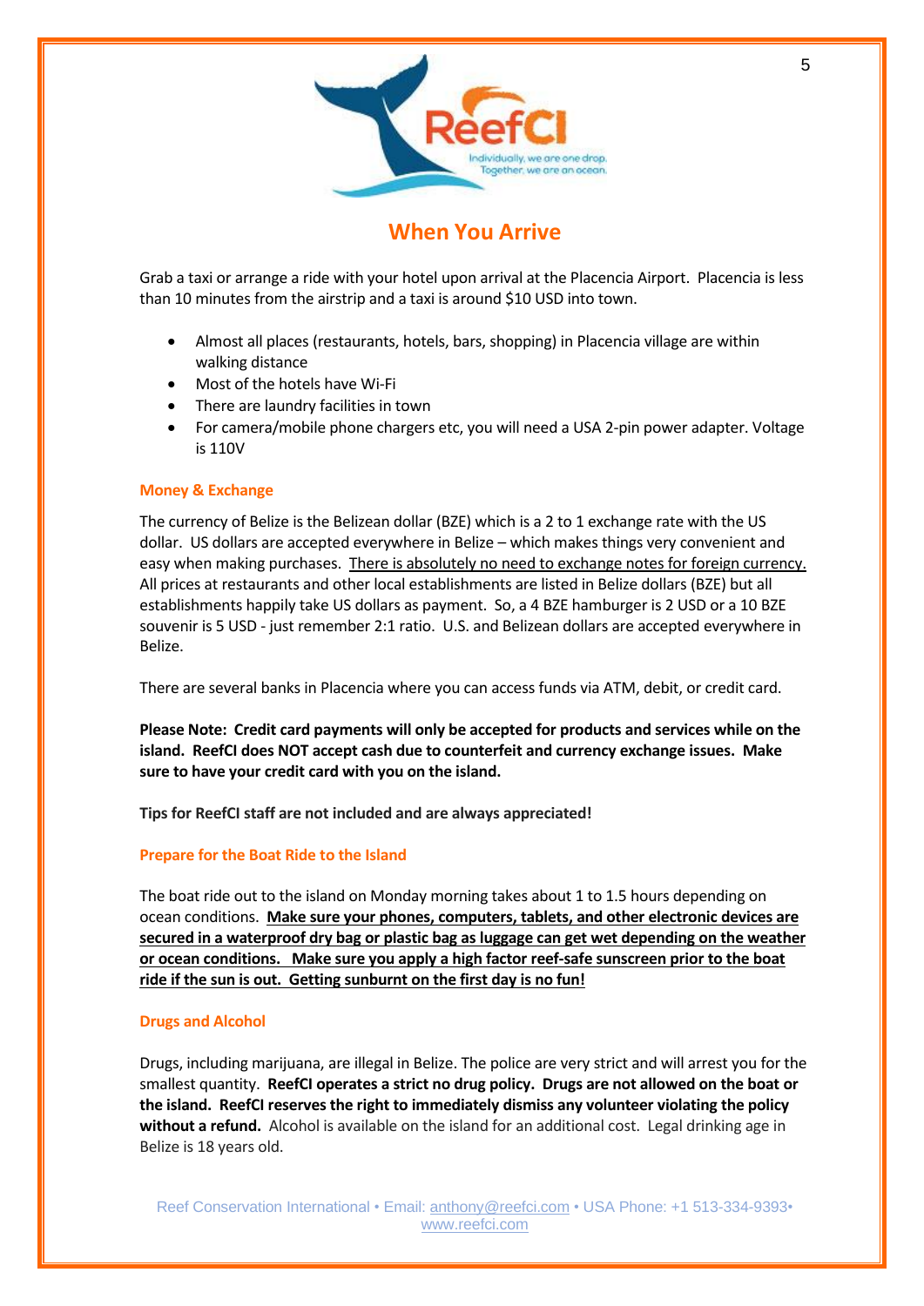## When You Arrive

Grab a taxi or arrange a ride with your hotel upon arrival at the Placencia Airport. Placencia is less than 10 minutes from the airstrip and a taxi is around $10 USD into town.

- Almost all places (restaurants, hotels, bars, shopping) in Placencia village are within walking distance
- Most of the hotels have Wi-Fi
- There are laundry facilities in town
- For camera/mobile phone chargers etc, you will need a USA 2-pin power adapter. Voltage is 110V

### Money & Exchange

The currency of Belize is the Belizean dollar (BZE) which is a 2 to 1 exchange rate with the US dollar. US dollars are accepted everywhere in Belize – which makes things very convenient and easy when making purchases. <u>There is absolutely no need to exchange notes for foreign currency.</u> All prices at restaurants and other local establishments are listed in Belize dollars (BZE) but all establishments happily take US dollars as payment. So, a 4 BZE hamburger is 2 USD or a 10 BZE souvenir is 5 USD - just remember 2:1 ratio. U.S. and Belizean dollars are accepted everywhere in Belize.

There are several banks in Placencia where you can access funds via ATM, debit, or credit card.

**Please Note: Credit card payments will only be accepted for products and services while on the island. ReefCI does NOT accept cash due to counterfeit and currency exchange issues. Make sure to have your credit card with you on the island.**

**Tips for ReefCI staff are not included and are always appreciated!**

### Prepare for the Boat Ride to the Island

The boat ride out to the island on Monday morning takes about 1 to 1.5 hours depending on ocean conditions. <u>**Make sure your phones, computers, tablets, and other electronic devices are secured in a waterproof dry bag or plastic bag as luggage can get wet depending on the weather or ocean conditions. Make sure you apply a high factor reef-safe sunscreen prior to the boat ride if the sun is out. Getting sunburnt on the first day is no fun!**</u>

### Drugs and Alcohol

Drugs, including marijuana, are illegal in Belize. The police are very strict and will arrest you for the smallest quantity. **ReefCI operates a strict no drug policy. Drugs are not allowed on the boat or the island. ReefCI reserves the right to immediately dismiss any volunteer violating the policy without a refund.** Alcohol is available on the island for an additional cost. Legal drinking age in Belize is 18 years old.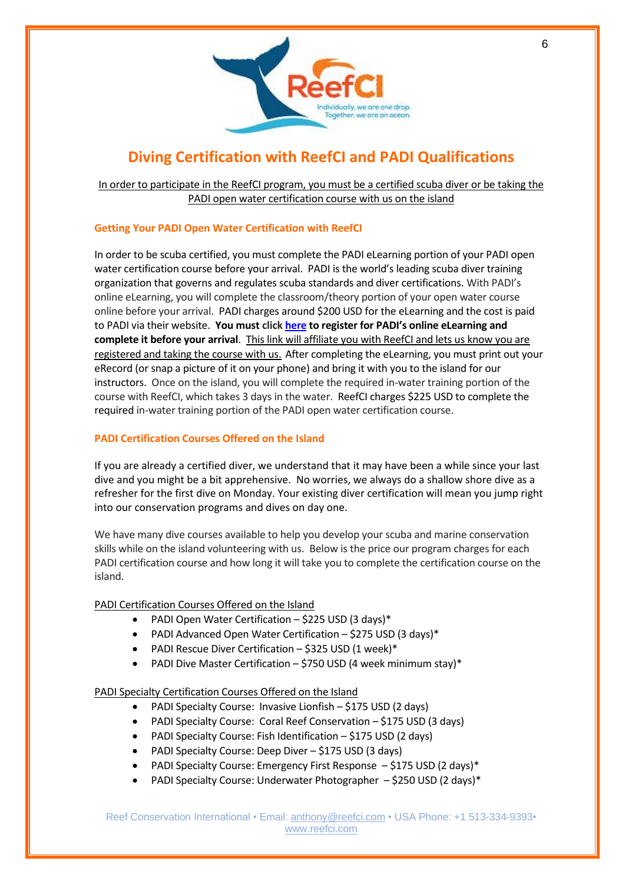# Diving Certification with ReefCI and PADI Qualifications

In order to participate in the ReefCI program, you must be a certified scuba diver or be taking the PADI open water certification course with us on the island

### Getting Your PADI Open Water Certification with ReefCI

In order to be scuba certified, you must complete the PADI eLearning portion of your PADI open water certification course before your arrival. PADI is the world's leading scuba diver training organization that governs and regulates scuba standards and diver certifications. With PADI's online eLearning, you will complete the classroom/theory portion of your open water course online before your arrival. PADI charges around $200 USD for the eLearning and the cost is paid to PADI via their website. **You must click here to register for PADI's online eLearning and complete it before your arrival**. This link will affiliate you with ReefCI and lets us know you are registered and taking the course with us. After completing the eLearning, you must print out your eRecord (or snap a picture of it on your phone) and bring it with you to the island for our instructors. Once on the island, you will complete the required in-water training portion of the course with ReefCI, which takes 3 days in the water. ReefCI charges $225 USD to complete the required in-water training portion of the PADI open water certification course.

### PADI Certification Courses Offered on the Island

If you are already a certified diver, we understand that it may have been a while since your last dive and you might be a bit apprehensive. No worries, we always do a shallow shore dive as a refresher for the first dive on Monday. Your existing diver certification will mean you jump right into our conservation programs and dives on day one.

We have many dive courses available to help you develop your scuba and marine conservation skills while on the island volunteering with us. Below is the price our program charges for each PADI certification course and how long it will take you to complete the certification course on the island.

PADI Certification Courses Offered on the Island

- PADI Open Water Certification – $225 USD (3 days)*
- PADI Advanced Open Water Certification – $275 USD (3 days)*
- PADI Rescue Diver Certification – $325 USD (1 week)*
- PADI Dive Master Certification – $750 USD (4 week minimum stay)*

PADI Specialty Certification Courses Offered on the Island

- PADI Specialty Course: Invasive Lionfish – $175 USD (2 days)
- PADI Specialty Course: Coral Reef Conservation – $175 USD (3 days)
- PADI Specialty Course: Fish Identification – $175 USD (2 days)
- PADI Specialty Course: Deep Diver – $175 USD (3 days)
- PADI Specialty Course: Emergency First Response – $175 USD (2 days)*
- PADI Specialty Course: Underwater Photographer – $250 USD (2 days)*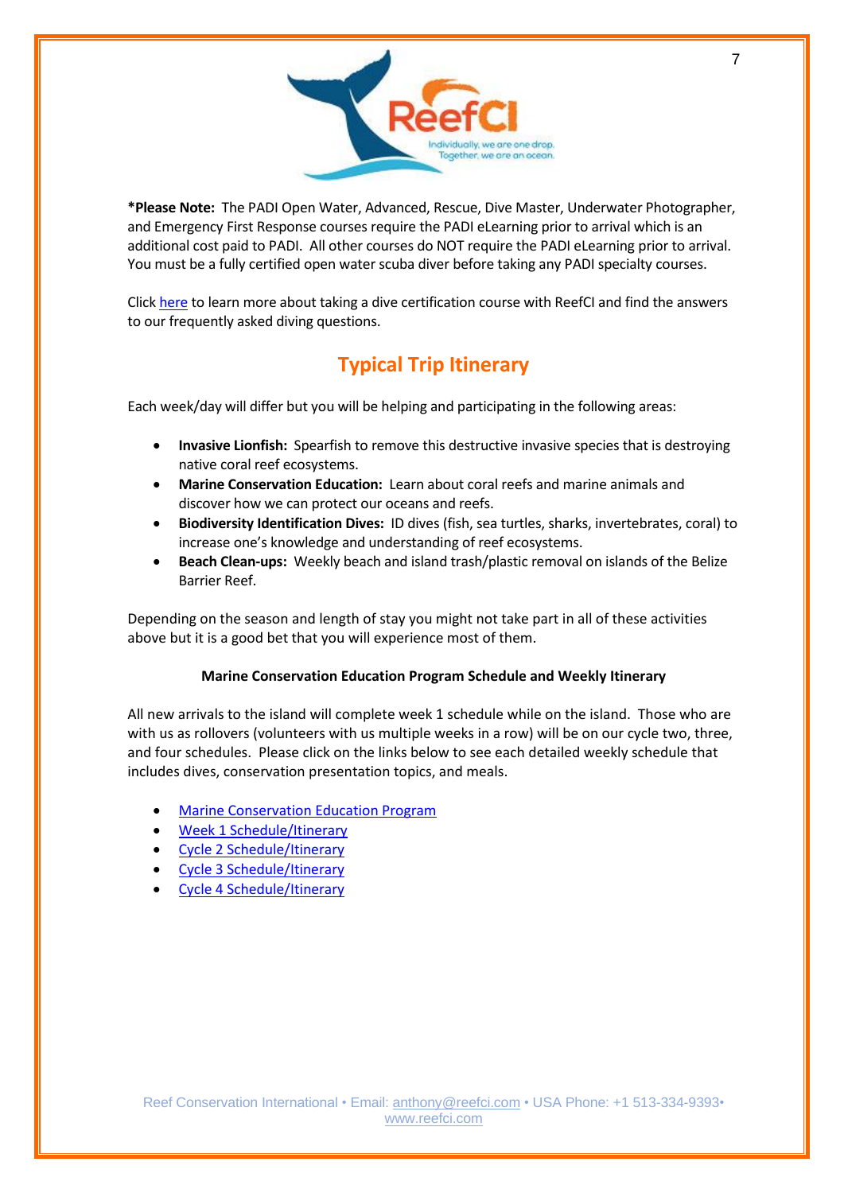**\*Please Note:** The PADI Open Water, Advanced, Rescue, Dive Master, Underwater Photographer, and Emergency First Response courses require the PADI eLearning prior to arrival which is an additional cost paid to PADI. All other courses do NOT require the PADI eLearning prior to arrival. You must be a fully certified open water scuba diver before taking any PADI specialty courses.

Click here to learn more about taking a dive certification course with ReefCI and find the answers to our frequently asked diving questions.

## Typical Trip Itinerary

Each week/day will differ but you will be helping and participating in the following areas:

- **Invasive Lionfish:** Spearfish to remove this destructive invasive species that is destroying native coral reef ecosystems.
- **Marine Conservation Education:** Learn about coral reefs and marine animals and discover how we can protect our oceans and reefs.
- **Biodiversity Identification Dives:** ID dives (fish, sea turtles, sharks, invertebrates, coral) to increase one's knowledge and understanding of reef ecosystems.
- **Beach Clean-ups:** Weekly beach and island trash/plastic removal on islands of the Belize Barrier Reef.

Depending on the season and length of stay you might not take part in all of these activities above but it is a good bet that you will experience most of them.

**Marine Conservation Education Program Schedule and Weekly Itinerary**

All new arrivals to the island will complete week 1 schedule while on the island. Those who are with us as rollovers (volunteers with us multiple weeks in a row) will be on our cycle two, three, and four schedules. Please click on the links below to see each detailed weekly schedule that includes dives, conservation presentation topics, and meals.

- Marine Conservation Education Program
- Week 1 Schedule/Itinerary
- Cycle 2 Schedule/Itinerary
- Cycle 3 Schedule/Itinerary
- Cycle 4 Schedule/Itinerary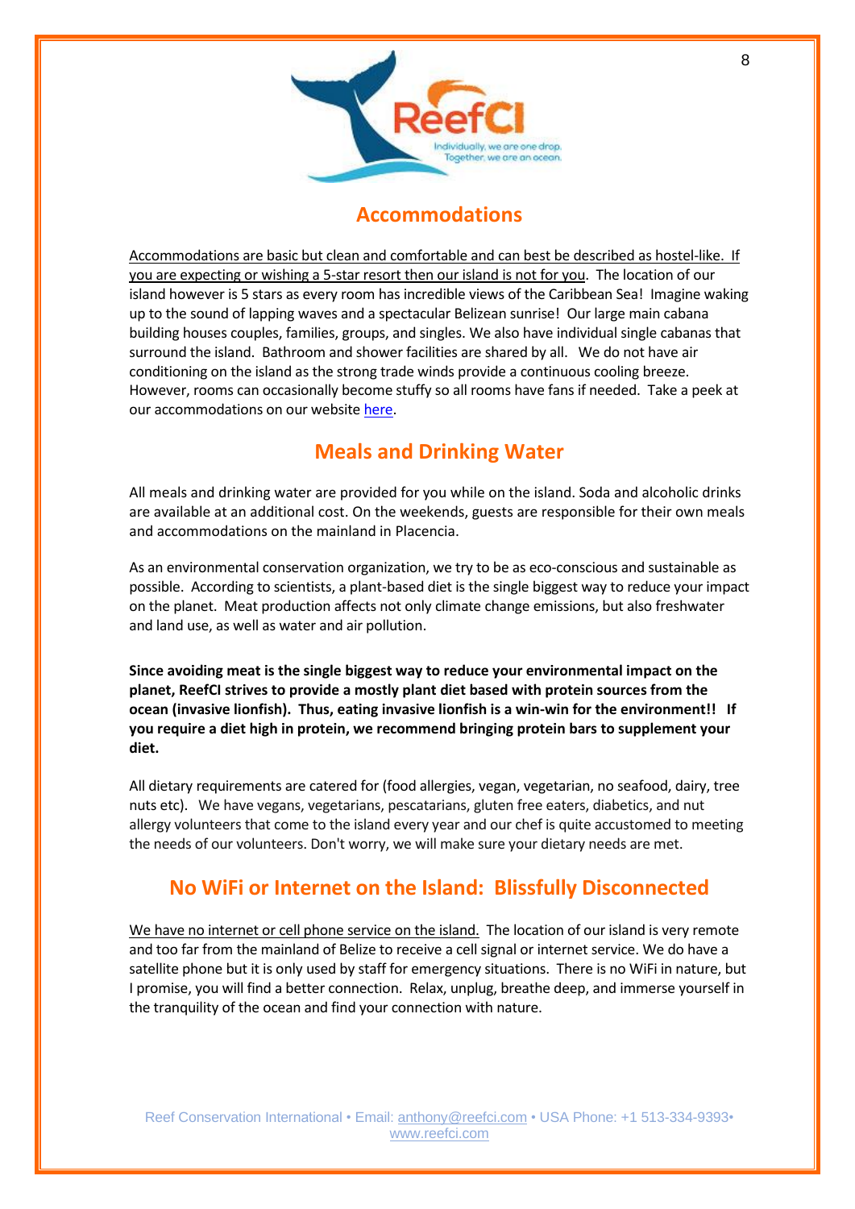## Accommodations

Accommodations are basic but clean and comfortable and can best be described as hostel-like. If you are expecting or wishing a 5-star resort then our island is not for you. The location of our island however is 5 stars as every room has incredible views of the Caribbean Sea! Imagine waking up to the sound of lapping waves and a spectacular Belizean sunrise! Our large main cabana building houses couples, families, groups, and singles. We also have individual single cabanas that surround the island. Bathroom and shower facilities are shared by all. We do not have air conditioning on the island as the strong trade winds provide a continuous cooling breeze. However, rooms can occasionally become stuffy so all rooms have fans if needed. Take a peek at our accommodations on our website [here](#).

## Meals and Drinking Water

All meals and drinking water are provided for you while on the island. Soda and alcoholic drinks are available at an additional cost. On the weekends, guests are responsible for their own meals and accommodations on the mainland in Placencia.

As an environmental conservation organization, we try to be as eco-conscious and sustainable as possible. According to scientists, a plant-based diet is the single biggest way to reduce your impact on the planet. Meat production affects not only climate change emissions, but also freshwater and land use, as well as water and air pollution.

**Since avoiding meat is the single biggest way to reduce your environmental impact on the planet, ReefCI strives to provide a mostly plant diet based with protein sources from the ocean (invasive lionfish). Thus, eating invasive lionfish is a win-win for the environment!! If you require a diet high in protein, we recommend bringing protein bars to supplement your diet.**

All dietary requirements are catered for (food allergies, vegan, vegetarian, no seafood, dairy, tree nuts etc). We have vegans, vegetarians, pescatarians, gluten free eaters, diabetics, and nut allergy volunteers that come to the island every year and our chef is quite accustomed to meeting the needs of our volunteers. Don't worry, we will make sure your dietary needs are met.

## No WiFi or Internet on the Island: Blissfully Disconnected

We have no internet or cell phone service on the island. The location of our island is very remote and too far from the mainland of Belize to receive a cell signal or internet service. We do have a satellite phone but it is only used by staff for emergency situations. There is no WiFi in nature, but I promise, you will find a better connection. Relax, unplug, breathe deep, and immerse yourself in the tranquility of the ocean and find your connection with nature.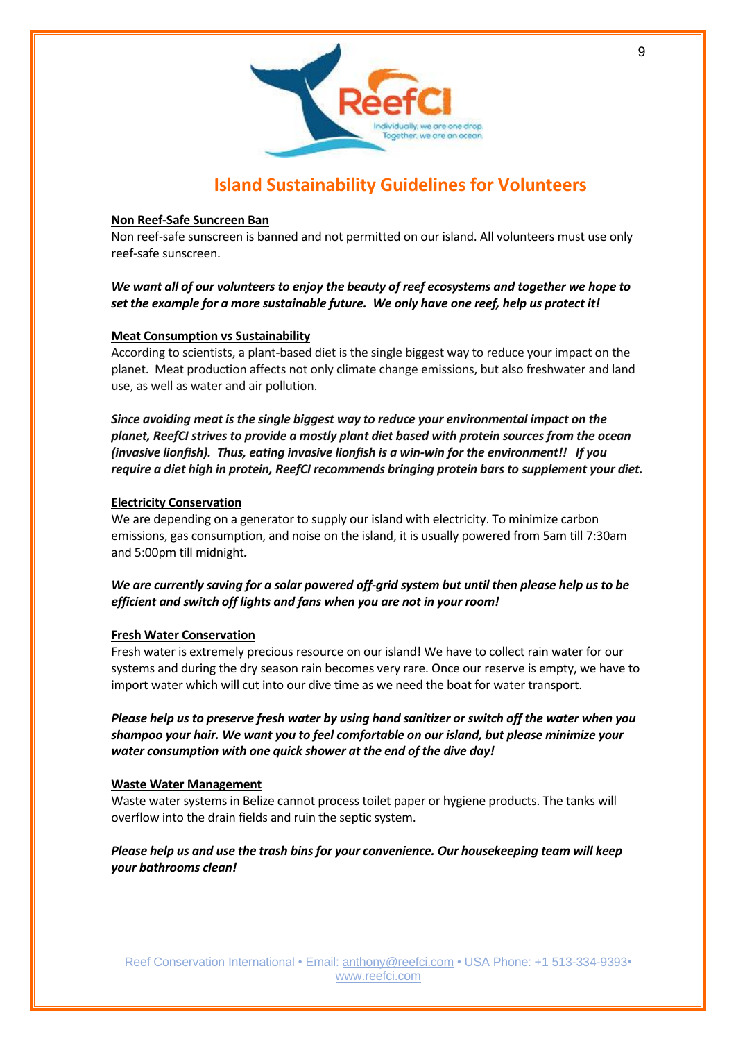# Island Sustainability Guidelines for Volunteers

**Non Reef-Safe Suncreen Ban**

Non reef-safe sunscreen is banned and not permitted on our island. All volunteers must use only reef-safe sunscreen.

***We want all of our volunteers to enjoy the beauty of reef ecosystems and together we hope to set the example for a more sustainable future. We only have one reef, help us protect it!***

**Meat Consumption vs Sustainability**

According to scientists, a plant-based diet is the single biggest way to reduce your impact on the planet. Meat production affects not only climate change emissions, but also freshwater and land use, as well as water and air pollution.

***Since avoiding meat is the single biggest way to reduce your environmental impact on the planet, ReefCI strives to provide a mostly plant diet based with protein sources from the ocean (invasive lionfish). Thus, eating invasive lionfish is a win-win for the environment!! If you require a diet high in protein, ReefCI recommends bringing protein bars to supplement your diet.***

**Electricity Conservation**

We are depending on a generator to supply our island with electricity. To minimize carbon emissions, gas consumption, and noise on the island, it is usually powered from 5am till 7:30am and 5:00pm till midnight.

***We are currently saving for a solar powered off-grid system but until then please help us to be efficient and switch off lights and fans when you are not in your room!***

**Fresh Water Conservation**

Fresh water is extremely precious resource on our island! We have to collect rain water for our systems and during the dry season rain becomes very rare. Once our reserve is empty, we have to import water which will cut into our dive time as we need the boat for water transport.

***Please help us to preserve fresh water by using hand sanitizer or switch off the water when you shampoo your hair. We want you to feel comfortable on our island, but please minimize your water consumption with one quick shower at the end of the dive day!***

**Waste Water Management**

Waste water systems in Belize cannot process toilet paper or hygiene products. The tanks will overflow into the drain fields and ruin the septic system.

***Please help us and use the trash bins for your convenience. Our housekeeping team will keep your bathrooms clean!***

Reef Conservation International • Email: anthony@reefci.com • USA Phone: +1 513-334-9393• www.reefci.com